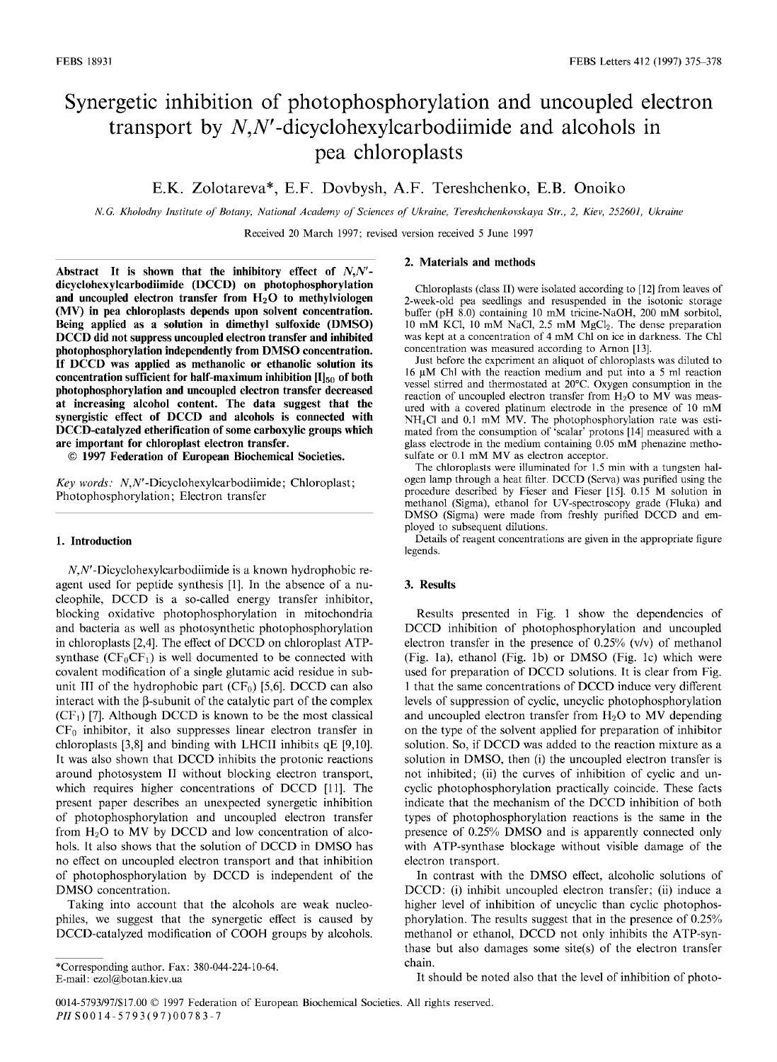# Synergetic inhibition of photophosphorylation and uncoupled electron transport by *N,N'*-dicyclohexylcarbodiimide and alcohols in pea chloroplasts

E.K. Zolotareva*, E.F. Dovbysh, A.F. Tereshchenko, E.B. Onoiko

*N.G. Kholodny Institute of Botany, National Academy of Sciences of Ukraine, Tereshchenkovskaya Str., 2, Kiev, 252601, Ukraine*

Received 20 March 1997; revised version received 5 June 1997

**Abstract** It is shown that the inhibitory effect of *N,N'*-dicyclohexylcarbodiimide (DCCD) on photophosphorylation and uncoupled electron transfer from $H_2O$ to methylviologen (MV) in pea chloroplasts depends upon solvent concentration. Being applied as a solution in dimethyl sulfoxide (DMSO) DCCD did not suppress uncoupled electron transfer and inhibited photophosphorylation independently from DMSO concentration. If DCCD was applied as methanolic or ethanolic solution its concentration sufficient for half-maximum inhibition $[I]_{50}$ of both photophosphorylation and uncoupled electron transfer decreased at increasing alcohol content. The data suggest that the synergistic effect of DCCD and alcohols is connected with DCCD-catalyzed etherification of some carboxylic groups which are important for chloroplast electron transfer.

© 1997 Federation of European Biochemical Societies.

*Key words:* *N,N'*-Dicyclohexylcarbodiimide; Chloroplast; Photophosphorylation; Electron transfer

## 1. Introduction

*N,N'*-Dicyclohexylcarbodiimide is a known hydrophobic reagent used for peptide synthesis [1]. In the absence of a nucleophile, DCCD is a so-called energy transfer inhibitor, blocking oxidative photophosphorylation in mitochondria and bacteria as well as photosynthetic photophosphorylation in chloroplasts [2,4]. The effect of DCCD on chloroplast ATP-synthase ($CF_0CF_1$) is well documented to be connected with covalent modification of a single glutamic acid residue in subunit III of the hydrophobic part ($CF_0$) [5,6]. DCCD can also interact with the β-subunit of the catalytic part of the complex ($CF_1$) [7]. Although DCCD is known to be the most classical $CF_0$ inhibitor, it also suppresses linear electron transfer in chloroplasts [3,8] and binding with LHCII inhibits qE [9,10]. It was also shown that DCCD inhibits the protonic reactions around photosystem II without blocking electron transport, which requires higher concentrations of DCCD [11]. The present paper describes an unexpected synergetic inhibition of photophosphorylation and uncoupled electron transfer from $H_2O$ to MV by DCCD and low concentration of alcohols. It also shows that the solution of DCCD in DMSO has no effect on uncoupled electron transport and that inhibition of photophosphorylation by DCCD is independent of the DMSO concentration.

Taking into account that the alcohols are weak nucleophiles, we suggest that the synergetic effect is caused by DCCD-catalyzed modification of COOH groups by alcohols.

*Corresponding author. Fax: 380-044-224-10-64.
E-mail: ezol@botan.kiev.ua

## 2. Materials and methods

Chloroplasts (class II) were isolated according to [12] from leaves of 2-week-old pea seedlings and resuspended in the isotonic storage buffer (pH 8.0) containing 10 mM tricine-NaOH, 200 mM sorbitol, 10 mM KCl, 10 mM NaCl, 2.5 mM $MgCl_2$. The dense preparation was kept at a concentration of 4 mM Chl on ice in darkness. The Chl concentration was measured according to Arnon [13].

Just before the experiment an aliquot of chloroplasts was diluted to 16 μM Chl with the reaction medium and put into a 5 ml reaction vessel stirred and thermostated at 20°C. Oxygen consumption in the reaction of uncoupled electron transfer from $H_2O$ to MV was measured with a covered platinum electrode in the presence of 10 mM $NH_4Cl$ and 0.1 mM MV. The photophosphorylation rate was estimated from the consumption of 'scalar' protons [14] measured with a glass electrode in the medium containing 0.05 mM phenazine methosulfate or 0.1 mM MV as electron acceptor.

The chloroplasts were illuminated for 1.5 min with a tungsten halogen lamp through a heat filter. DCCD (Serva) was purified using the procedure described by Fieser and Fieser [15]. 0.15 M solution in methanol (Sigma), ethanol for UV-spectroscopy grade (Fluka) and DMSO (Sigma) were made from freshly purified DCCD and employed to subsequent dilutions.

Details of reagent concentrations are given in the appropriate figure legends.

## 3. Results

Results presented in Fig. 1 show the dependencies of DCCD inhibition of photophosphorylation and uncoupled electron transfer in the presence of 0.25% (v/v) of methanol (Fig. 1a), ethanol (Fig. 1b) or DMSO (Fig. 1c) which were used for preparation of DCCD solutions. It is clear from Fig. 1 that the same concentrations of DCCD induce very different levels of suppression of cyclic, uncyclic photophosphorylation and uncoupled electron transfer from $H_2O$ to MV depending on the type of the solvent applied for preparation of inhibitor solution. So, if DCCD was added to the reaction mixture as a solution in DMSO, then (i) the uncoupled electron transfer is not inhibited; (ii) the curves of inhibition of cyclic and uncyclic photophosphorylation practically coincide. These facts indicate that the mechanism of the DCCD inhibition of both types of photophosphorylation reactions is the same in the presence of 0.25% DMSO and is apparently connected only with ATP-synthase blockage without visible damage of the electron transport.

In contrast with the DMSO effect, alcoholic solutions of DCCD: (i) inhibit uncoupled electron transfer; (ii) induce a higher level of inhibition of uncyclic than cyclic photophosphorylation. The results suggest that in the presence of 0.25% methanol or ethanol, DCCD not only inhibits the ATP-synthase but also damages some site(s) of the electron transfer chain.

It should be noted also that the level of inhibition of photo-

0014-5793/97/$17.00 © 1997 Federation of European Biochemical Societies. All rights reserved.
*PII* S0014-5793(97)00783-7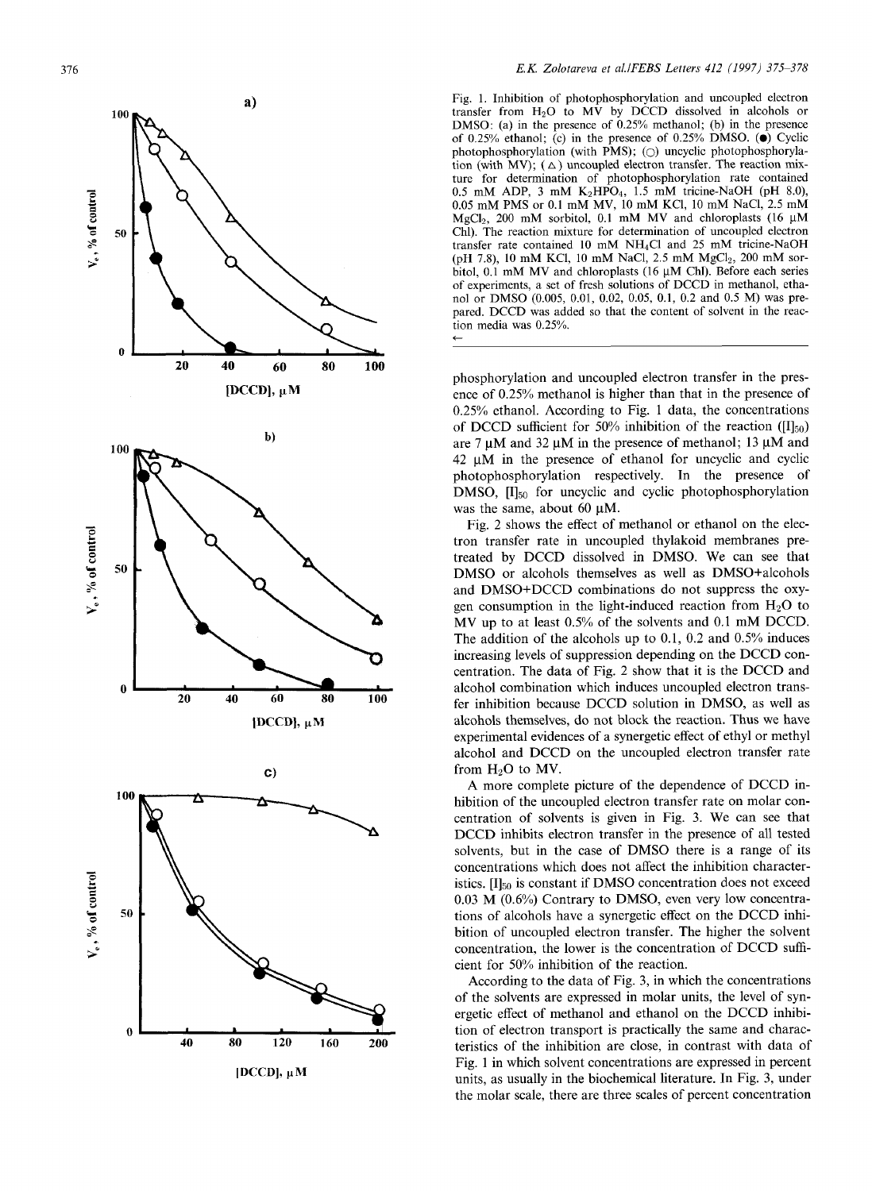Fig. 1. Inhibition of photophosphorylation and uncoupled electron transfer from $H_2O$ to MV by DCCD dissolved in alcohols or DMSO: (a) in the presence of 0.25% methanol; (b) in the presence of 0.25% DMSO; (c) in the presence of 0.25% ethanol. (●) Cyclic photophosphorylation (with PMS); (○) uncyclic photophosphorylation (with MV); (△) uncoupled electron transfer. The reaction mixture for determination of photophosphorylation rate contained 0.5 mM ADP, 3 mM $K_2HPO_4$, 1.5 mM tricine-NaOH (pH 8.0), 0.05 mM PMS or 0.1 mM MV, 10 mM KCl, 10 mM NaCl, 2.5 mM $MgCl_2$, 200 mM sorbitol, 0.1 mM MV and chloroplasts (16 μM Chl). The reaction mixture for determination of uncoupled electron transfer rate contained 10 mM $NH_4Cl$ and 25 mM tricine-NaOH (pH 7.8), 10 mM KCl, 10 mM NaCl, 2.5 mM $MgCl_2$, 200 mM sorbitol, 0.1 mM MV and chloroplasts (16 μM Chl). Before each series of experiments, a set of fresh solutions of DCCD in methanol, ethanol or DMSO (0.005, 0.01, 0.02, 0.05, 0.1, 0.2 and 0.5 M) was prepared. DCCD was added so that the content of solvent in the reaction media was 0.25%.

phosphorylation and uncoupled electron transfer in the presence of 0.25% methanol is higher than that in the presence of 0.25% ethanol. According to Fig. 1 data, the concentrations of DCCD sufficient for 50% inhibition of the reaction ($[I]_{50}$) are 7 μM and 32 μM in the presence of methanol; 13 μM and 42 μM in the presence of ethanol for uncyclic and cyclic photophosphorylation respectively. In the presence of DMSO, $[I]_{50}$ for uncyclic and cyclic photophosphorylation was the same, about 60 μM.

Fig. 2 shows the effect of methanol or ethanol on the electron transfer rate in uncoupled thylakoid membranes pretreated by DCCD dissolved in DMSO. We can see that DMSO or alcohols themselves as well as DMSO+alcohols and DMSO+DCCD combinations do not suppress the oxygen consumption in the light-induced reaction from $H_2O$ to MV up to at least 0.5% of the solvents and 0.1 mM DCCD. The addition of the alcohols up to 0.1, 0.2 and 0.5% induces increasing levels of suppression depending on the DCCD concentration. The data of Fig. 2 show that it is the DCCD and alcohol combination which induces uncoupled electron transfer inhibition because DCCD solution in DMSO, as well as alcohols themselves, do not block the reaction. Thus we have experimental evidences of a synergetic effect of ethyl or methyl alcohol and DCCD on the uncoupled electron transfer rate from $H_2O$ to MV.

A more complete picture of the dependence of DCCD inhibition of the uncoupled electron transfer rate on molar concentration of solvents is given in Fig. 3. We can see that DCCD inhibits electron transfer in the presence of all tested solvents, but in the case of DMSO there is a range of its concentrations which does not affect the inhibition characteristics. $[I]_{50}$ is constant if DMSO concentration does not exceed 0.03 M (0.6%) Contrary to DMSO, even very low concentrations of alcohols have a synergetic effect on the DCCD inhibition of uncoupled electron transfer. The higher the solvent concentration, the lower is the concentration of DCCD sufficient for 50% inhibition of the reaction.

According to the data of Fig. 3, in which the concentrations of the solvents are expressed in molar units, the level of synergetic effect of methanol and ethanol on the DCCD inhibition of electron transport is practically the same and characteristics of the inhibition are close, in contrast with data of Fig. 1 in which solvent concentrations are expressed in percent units, as usually in the biochemical literature. In Fig. 3, under the molar scale, there are three scales of percent concentration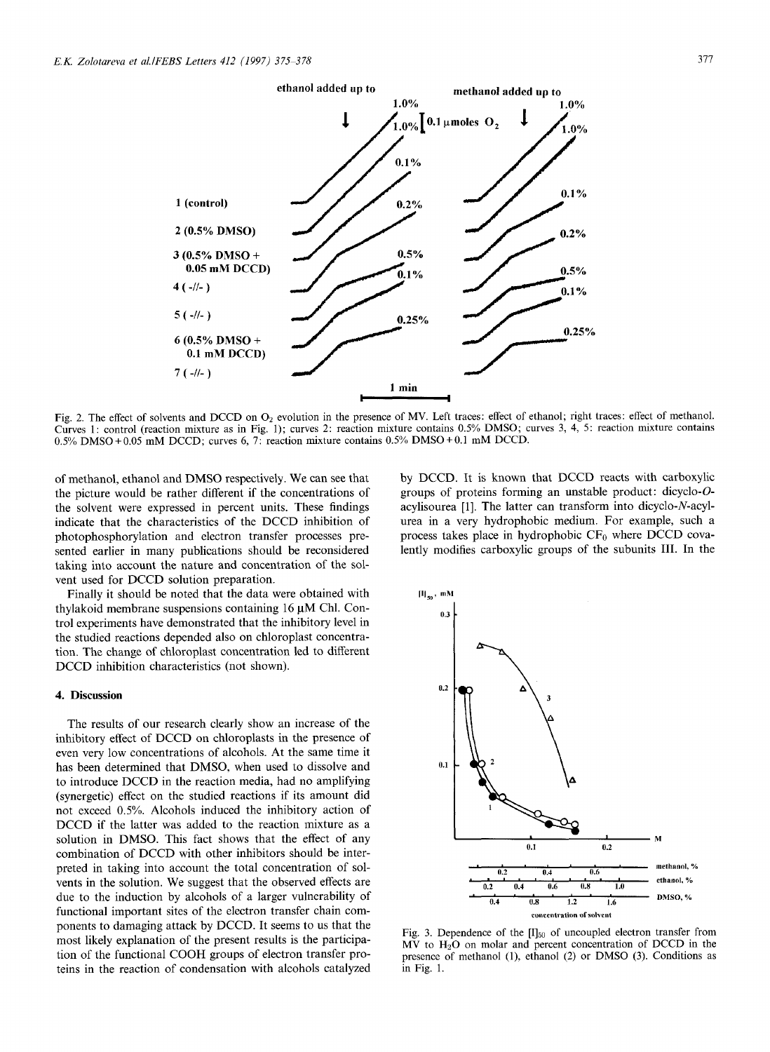Fig. 2. The effect of solvents and DCCD on $O_2$ evolution in the presence of MV. Left traces: effect of ethanol; right traces: effect of methanol. Curves 1: control (reaction mixture as in Fig. 1); curves 2: reaction mixture contains 0.5% DMSO; curves 3, 4, 5: reaction mixture contains 0.5% DMSO + 0.05 mM DCCD; curves 6, 7: reaction mixture contains 0.5% DMSO + 0.1 mM DCCD.

of methanol, ethanol and DMSO respectively. We can see that the picture would be rather different if the concentrations of the solvent were expressed in percent units. These findings indicate that the characteristics of the DCCD inhibition of photophosphorylation and electron transfer processes presented earlier in many publications should be reconsidered taking into account the nature and concentration of the solvent used for DCCD solution preparation.

Finally it should be noted that the data were obtained with thylakoid membrane suspensions containing 16 μM Chl. Control experiments have demonstrated that the inhibitory level in the studied reactions depended also on chloroplast concentration. The change of chloroplast concentration led to different DCCD inhibition characteristics (not shown).

## 4. Discussion

The results of our research clearly show an increase of the inhibitory effect of DCCD on chloroplasts in the presence of even very low concentrations of alcohols. At the same time it has been determined that DMSO, when used to dissolve and to introduce DCCD in the reaction media, had no amplifying (synergetic) effect on the studied reactions if its amount did not exceed 0.5%. Alcohols induced the inhibitory action of DCCD if the latter was added to the reaction mixture as a solution in DMSO. This fact shows that the effect of any combination of DCCD with other inhibitors should be interpreted in taking into account the total concentration of solvents in the solution. We suggest that the observed effects are due to the induction by alcohols of a larger vulnerability of functional important sites of the electron transfer chain components to damaging attack by DCCD. It seems to us that the most likely explanation of the present results is the participation of the functional COOH groups of electron transfer proteins in the reaction of condensation with alcohols catalyzed by DCCD. It is known that DCCD reacts with carboxylic groups of proteins forming an unstable product: dicyclo-*O*-acylisourea [1]. The latter can transform into dicyclo-*N*-acylurea in a very hydrophobic medium. For example, such a process takes place in hydrophobic $CF_0$ where DCCD covalently modifies carboxylic groups of the subunits III. In the

Fig. 3. Dependence of the $[I]_{50}$ of uncoupled electron transfer from MV to $H_2O$ on molar and percent concentration of DCCD in the presence of methanol (1), ethanol (2) or DMSO (3). Conditions as in Fig. 1.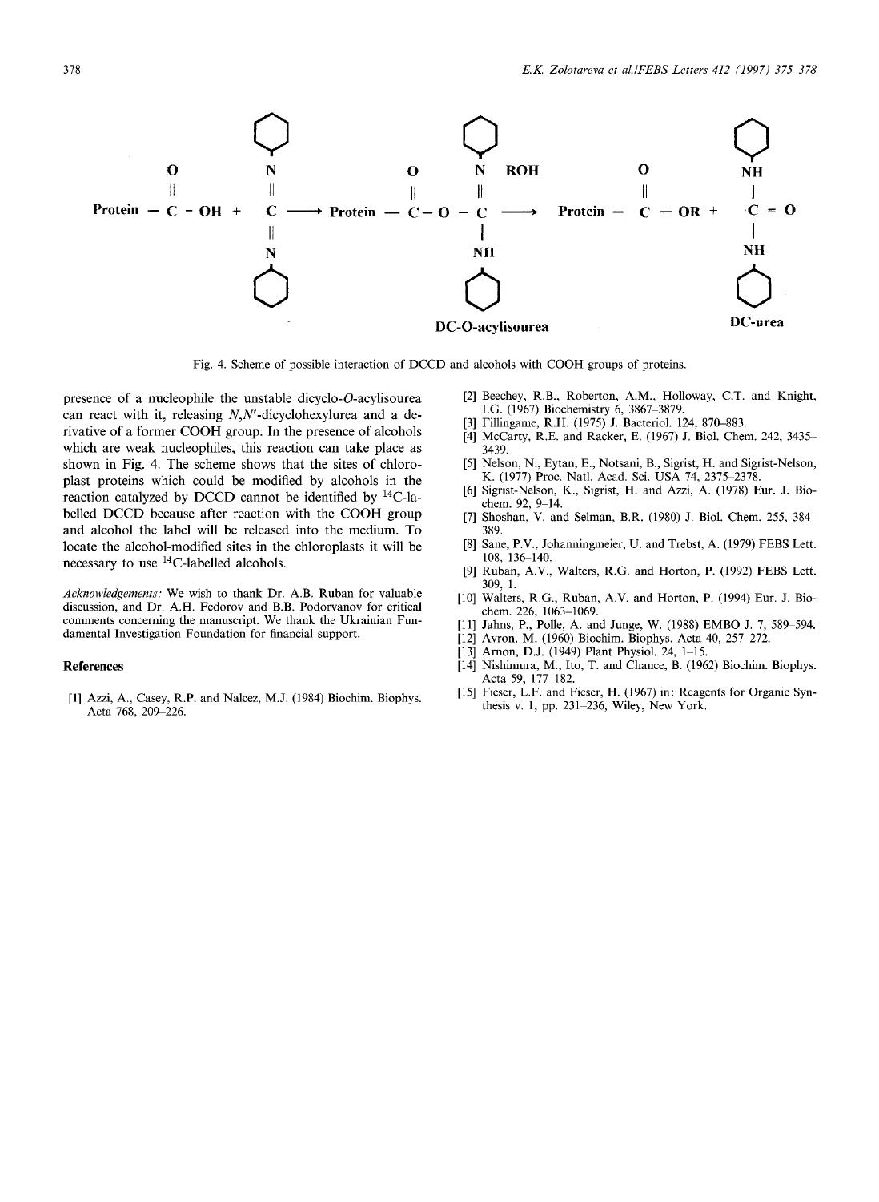Protein — C(=O) — OH + C(=N–cyclohexyl)(=N–cyclohexyl) ⟶ Protein — C(=O) — O — C(=N–cyclohexyl)(–NH–cyclohexyl) + ROH ⟶ Protein — C(=O) — OR + cyclohexyl–NH — C(=O) — NH–cyclohexyl

DC-O-acylisourea

DC-urea

Fig. 4. Scheme of possible interaction of DCCD and alcohols with COOH groups of proteins.

presence of a nucleophile the unstable dicyclo-*O*-acylisourea can react with it, releasing *N*,*N'*-dicyclohexylurea and a derivative of a former COOH group. In the presence of alcohols which are weak nucleophiles, this reaction can take place as shown in Fig. 4. The scheme shows that the sites of chloroplast proteins which could be modified by alcohols in the reaction catalyzed by DCCD cannot be identified by $^{14}C$-labelled DCCD because after reaction with the COOH group and alcohol the label will be released into the medium. To locate the alcohol-modified sites in the chloroplasts it will be necessary to use $^{14}C$-labelled alcohols.

*Acknowledgements:* We wish to thank Dr. A.B. Ruban for valuable discussion, and Dr. A.H. Fedorov and B.B. Podorvanov for critical comments concerning the manuscript. We thank the Ukrainian Fundamental Investigation Foundation for financial support.

## References

[1] Azzi, A., Casey, R.P. and Nalcez, M.J. (1984) Biochim. Biophys. Acta 768, 209–226.

[2] Beechey, R.B., Roberton, A.M., Holloway, C.T. and Knight, I.G. (1967) Biochemistry 6, 3867–3879.

[3] Fillingame, R.H. (1975) J. Bacteriol. 124, 870–883.

[4] McCarty, R.E. and Racker, E. (1967) J. Biol. Chem. 242, 3435–3439.

[5] Nelson, N., Eytan, E., Notsani, B., Sigrist, H. and Sigrist-Nelson, K. (1977) Proc. Natl. Acad. Sci. USA 74, 2375–2378.

[6] Sigrist-Nelson, K., Sigrist, H. and Azzi, A. (1978) Eur. J. Biochem. 92, 9–14.

[7] Shoshan, V. and Selman, B.R. (1980) J. Biol. Chem. 255, 384–389.

[8] Sane, P.V., Johanningmeier, U. and Trebst, A. (1979) FEBS Lett. 108, 136–140.

[9] Ruban, A.V., Walters, R.G. and Horton, P. (1992) FEBS Lett. 309, 1.

[10] Walters, R.G., Ruban, A.V. and Horton, P. (1994) Eur. J. Biochem. 226, 1063–1069.

[11] Jahns, P., Polle, A. and Junge, W. (1988) EMBO J. 7, 589–594.

[12] Avron, M. (1960) Biochim. Biophys. Acta 40, 257–272.

[13] Arnon, D.J. (1949) Plant Physiol. 24, 1–15.

[14] Nishimura, M., Ito, T. and Chance, B. (1962) Biochim. Biophys. Acta 59, 177–182.

[15] Fieser, L.F. and Fieser, H. (1967) in: Reagents for Organic Synthesis v. 1, pp. 231–236, Wiley, New York.